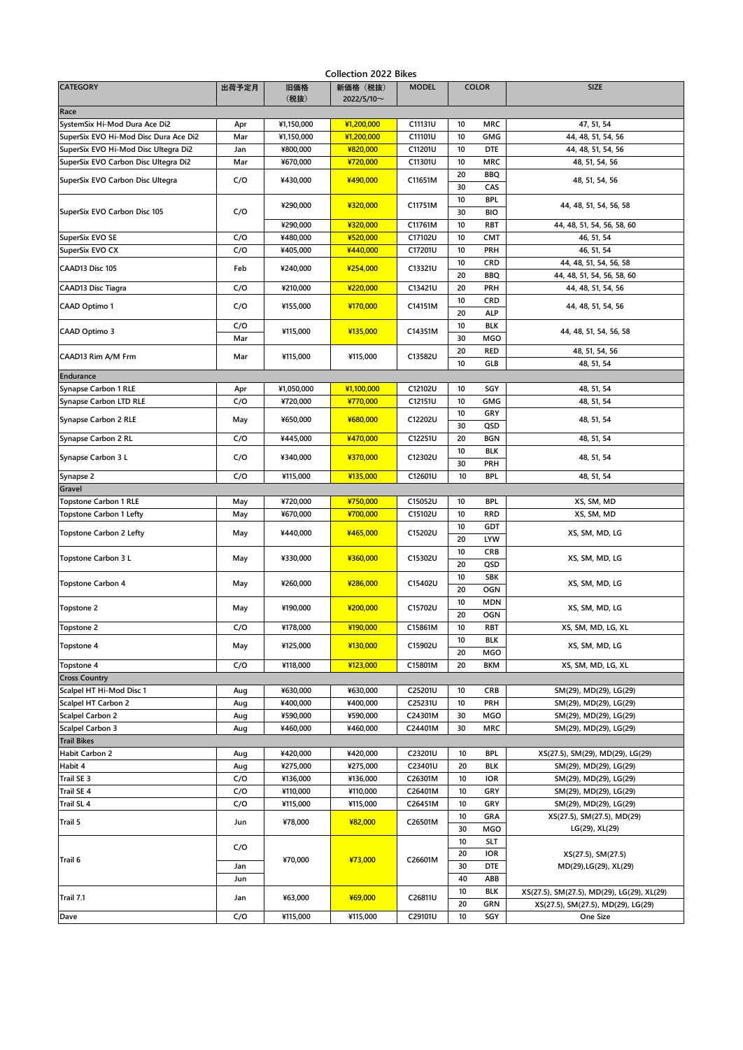# Collection 2022 Bikes

| CATEGORY | 出荷予定月 | 旧価格（税抜） | 新価格（税抜）2022/5/10～ | MODEL | COLOR | | SIZE |
|---|---|---|---|---|---|---|---|
| **Race** | | | | | | | |
| SystemSix Hi-Mod Dura Ace Di2 | Apr | ¥1,150,000 | ¥1,200,000 | C11131U | 10 | MRC | 47, 51, 54 |
| SuperSix EVO Hi-Mod Disc Dura Ace Di2 | Mar | ¥1,150,000 | ¥1,200,000 | C11101U | 10 | GMG | 44, 48, 51, 54, 56 |
| SuperSix EVO Hi-Mod Disc Ultegra Di2 | Jan | ¥800,000 | ¥820,000 | C11201U | 10 | DTE | 44, 48, 51, 54, 56 |
| SuperSix EVO Carbon Disc Ultegra Di2 | Mar | ¥670,000 | ¥720,000 | C11301U | 10 | MRC | 48, 51, 54, 56 |
| SuperSix EVO Carbon Disc Ultegra | C/O | ¥430,000 | ¥490,000 | C11651M | 20 | BBQ | 48, 51, 54, 56 |
| | | | | | 30 | CAS | |
| SuperSix EVO Carbon Disc 105 | C/O | ¥290,000 | ¥320,000 | C11751M | 10 | BPL | 44, 48, 51, 54, 56, 58 |
| | | | | | 30 | BIO | |
| | | ¥290,000 | ¥320,000 | C11761M | 10 | RBT | 44, 48, 51, 54, 56, 58, 60 |
| SuperSix EVO SE | C/O | ¥480,000 | ¥520,000 | C17102U | 10 | CMT | 46, 51, 54 |
| SuperSix EVO CX | C/O | ¥405,000 | ¥440,000 | C17201U | 10 | PRH | 46, 51, 54 |
| CAAD13 Disc 105 | Feb | ¥240,000 | ¥254,000 | C13321U | 10 | CRD | 44, 48, 51, 54, 56, 58 |
| | | | | | 20 | BBQ | 44, 48, 51, 54, 56, 58, 60 |
| CAAD13 Disc Tiagra | C/O | ¥210,000 | ¥220,000 | C13421U | 20 | PRH | 44, 48, 51, 54, 56 |
| CAAD Optimo 1 | C/O | ¥155,000 | ¥170,000 | C14151M | 10 | CRD | 44, 48, 51, 54, 56 |
| | | | | | 20 | ALP | |
| CAAD Optimo 3 | C/O | ¥115,000 | ¥135,000 | C14351M | 10 | BLK | 44, 48, 51, 54, 56, 58 |
| | Mar | | | | 30 | MGO | |
| CAAD13 Rim A/M Frm | Mar | ¥115,000 | ¥115,000 | C13582U | 20 | RED | 48, 51, 54, 56 |
| | | | | | 10 | GLB | 48, 51, 54 |
| **Endurance** | | | | | | | |
| Synapse Carbon 1 RLE | Apr | ¥1,050,000 | ¥1,100,000 | C12102U | 10 | SGY | 48, 51, 54 |
| Synapse Carbon LTD RLE | C/O | ¥720,000 | ¥770,000 | C12151U | 10 | GMG | 48, 51, 54 |
| Synapse Carbon 2 RLE | May | ¥650,000 | ¥680,000 | C12202U | 10 | GRY | 48, 51, 54 |
| | | | | | 30 | QSD | |
| Synapse Carbon 2 RL | C/O | ¥445,000 | ¥470,000 | C12251U | 20 | BGN | 48, 51, 54 |
| Synapse Carbon 3 L | C/O | ¥340,000 | ¥370,000 | C12302U | 10 | BLK | 48, 51, 54 |
| | | | | | 30 | PRH | |
| Synapse 2 | C/O | ¥115,000 | ¥135,000 | C12601U | 10 | BPL | 48, 51, 54 |
| **Gravel** | | | | | | | |
| Topstone Carbon 1 RLE | May | ¥720,000 | ¥750,000 | C15052U | 10 | BPL | XS, SM, MD |
| Topstone Carbon 1 Lefty | May | ¥670,000 | ¥700,000 | C15102U | 10 | RRD | XS, SM, MD |
| Topstone Carbon 2 Lefty | May | ¥440,000 | ¥465,000 | C15202U | 10 | GDT | XS, SM, MD, LG |
| | | | | | 20 | LYW | |
| Topstone Carbon 3 L | May | ¥330,000 | ¥360,000 | C15302U | 10 | CRB | XS, SM, MD, LG |
| | | | | | 20 | QSD | |
| Topstone Carbon 4 | May | ¥260,000 | ¥286,000 | C15402U | 10 | SBK | XS, SM, MD, LG |
| | | | | | 20 | OGN | |
| Topstone 2 | May | ¥190,000 | ¥200,000 | C15702U | 10 | MDN | XS, SM, MD, LG |
| | | | | | 20 | OGN | |
| Topstone 2 | C/O | ¥178,000 | ¥190,000 | C15861M | 10 | RBT | XS, SM, MD, LG, XL |
| Topstone 4 | May | ¥125,000 | ¥130,000 | C15902U | 10 | BLK | XS, SM, MD, LG |
| | | | | | 20 | MGO | |
| Topstone 4 | C/O | ¥118,000 | ¥123,000 | C15801M | 20 | BKM | XS, SM, MD, LG, XL |
| **Cross Country** | | | | | | | |
| Scalpel HT Hi-Mod Disc 1 | Aug | ¥630,000 | ¥630,000 | C25201U | 10 | CRB | SM(29), MD(29), LG(29) |
| Scalpel HT Carbon 2 | Aug | ¥400,000 | ¥400,000 | C25231U | 10 | PRH | SM(29), MD(29), LG(29) |
| Scalpel Carbon 2 | Aug | ¥590,000 | ¥590,000 | C24301M | 30 | MGO | SM(29), MD(29), LG(29) |
| Scalpel Carbon 3 | Aug | ¥460,000 | ¥460,000 | C24401M | 30 | MRC | SM(29), MD(29), LG(29) |
| **Trail Bikes** | | | | | | | |
| Habit Carbon 2 | Aug | ¥420,000 | ¥420,000 | C23201U | 10 | BPL | XS(27.5), SM(29), MD(29), LG(29) |
| Habit 4 | Aug | ¥275,000 | ¥275,000 | C23401U | 20 | BLK | SM(29), MD(29), LG(29) |
| Trail SE 3 | C/O | ¥136,000 | ¥136,000 | C26301M | 10 | IOR | SM(29), MD(29), LG(29) |
| Trail SE 4 | C/O | ¥110,000 | ¥110,000 | C26401M | 10 | GRY | SM(29), MD(29), LG(29) |
| Trail SL 4 | C/O | ¥115,000 | ¥115,000 | C26451M | 10 | GRY | SM(29), MD(29), LG(29) |
| Trail 5 | Jun | ¥78,000 | ¥82,000 | C26501M | 10 | GRA | XS(27.5), SM(27.5), MD(29) LG(29), XL(29) |
| | | | | | 30 | MGO | |
| Trail 6 | C/O | ¥70,000 | ¥73,000 | C26601M | 10 | SLT | XS(27.5), SM(27.5) MD(29),LG(29), XL(29) |
| | | | | | 20 | IOR | |
| | Jan | | | | 30 | DTE | |
| | Jun | | | | 40 | ABB | |
| Trail 7.1 | Jan | ¥63,000 | ¥69,000 | C26811U | 10 | BLK | XS(27.5), SM(27.5), MD(29), LG(29), XL(29) |
| | | | | | 20 | GRN | XS(27.5), SM(27.5), MD(29), LG(29) |
| Dave | C/O | ¥115,000 | ¥115,000 | C29101U | 10 | SGY | One Size |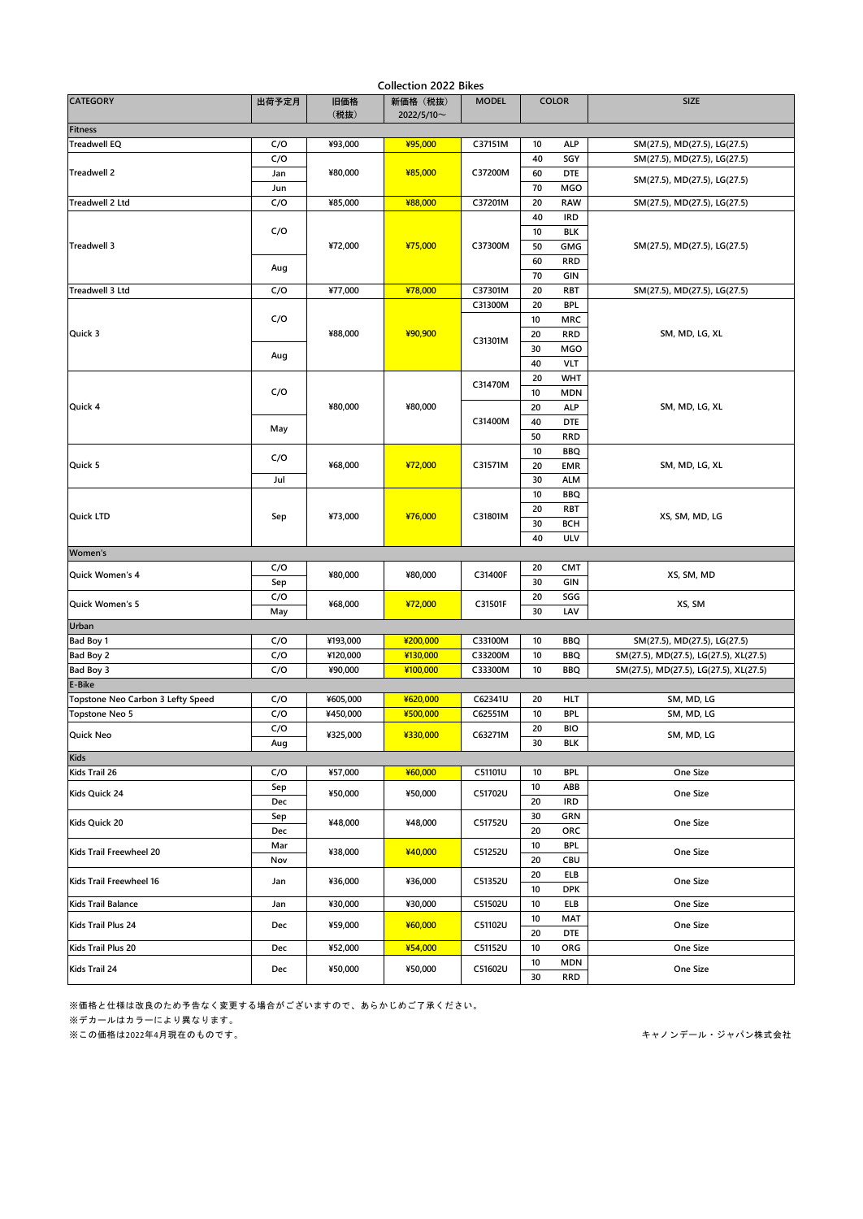# Collection 2022 Bikes

| CATEGORY | 出荷予定月 | 旧価格（税抜） | 新価格（税抜）2022/5/10〜 | MODEL | COLOR | | SIZE |
|---|---|---|---|---|---|---|---|
| **Fitness** | | | | | | | |
| Treadwell EQ | C/O | ¥93,000 | ¥95,000 | C37151M | 10 | ALP | SM(27.5), MD(27.5), LG(27.5) |
| Treadwell 2 | C/O | ¥80,000 | ¥85,000 | C37200M | 40 | SGY | SM(27.5), MD(27.5), LG(27.5) |
| | Jan | | | | 60 | DTE | SM(27.5), MD(27.5), LG(27.5) |
| | Jun | | | | 70 | MGO | |
| Treadwell 2 Ltd | C/O | ¥85,000 | ¥88,000 | C37201M | 20 | RAW | SM(27.5), MD(27.5), LG(27.5) |
| Treadwell 3 | C/O | ¥72,000 | ¥75,000 | C37300M | 40 | IRD | SM(27.5), MD(27.5), LG(27.5) |
| | | | | | 10 | BLK | |
| | | | | | 50 | GMG | |
| | Aug | | | | 60 | RRD | |
| | | | | | 70 | GIN | |
| Treadwell 3 Ltd | C/O | ¥77,000 | ¥78,000 | C37301M | 20 | RBT | SM(27.5), MD(27.5), LG(27.5) |
| Quick 3 | C/O | ¥88,000 | ¥90,900 | C31300M | 20 | BPL | SM, MD, LG, XL |
| | | | | C31301M | 10 | MRC | |
| | | | | | 20 | RRD | |
| | Aug | | | | 30 | MGO | |
| | | | | | 40 | VLT | |
| Quick 4 | C/O | ¥80,000 | ¥80,000 | C31470M | 20 | WHT | SM, MD, LG, XL |
| | | | | | 10 | MDN | |
| | | | | C31400M | 20 | ALP | |
| | May | | | | 40 | DTE | |
| | | | | | 50 | RRD | |
| Quick 5 | C/O | ¥68,000 | ¥72,000 | C31571M | 10 | BBQ | SM, MD, LG, XL |
| | | | | | 20 | EMR | |
| | Jul | | | | 30 | ALM | |
| Quick LTD | Sep | ¥73,000 | ¥76,000 | C31801M | 10 | BBQ | XS, SM, MD, LG |
| | | | | | 20 | RBT | |
| | | | | | 30 | BCH | |
| | | | | | 40 | ULV | |
| **Women's** | | | | | | | |
| Quick Women's 4 | C/O | ¥80,000 | ¥80,000 | C31400F | 20 | CMT | XS, SM, MD |
| | Sep | | | | 30 | GIN | |
| Quick Women's 5 | C/O | ¥68,000 | ¥72,000 | C31501F | 20 | SGG | XS, SM |
| | May | | | | 30 | LAV | |
| **Urban** | | | | | | | |
| Bad Boy 1 | C/O | ¥193,000 | ¥200,000 | C33100M | 10 | BBQ | SM(27.5), MD(27.5), LG(27.5) |
| Bad Boy 2 | C/O | ¥120,000 | ¥130,000 | C33200M | 10 | BBQ | SM(27.5), MD(27.5), LG(27.5), XL(27.5) |
| Bad Boy 3 | C/O | ¥90,000 | ¥100,000 | C33300M | 10 | BBQ | SM(27.5), MD(27.5), LG(27.5), XL(27.5) |
| **E-Bike** | | | | | | | |
| Topstone Neo Carbon 3 Lefty Speed | C/O | ¥605,000 | ¥620,000 | C62341U | 20 | HLT | SM, MD, LG |
| Topstone Neo 5 | C/O | ¥450,000 | ¥500,000 | C62551M | 10 | BPL | SM, MD, LG |
| Quick Neo | C/O | ¥325,000 | ¥330,000 | C63271M | 20 | BIO | SM, MD, LG |
| | Aug | | | | 30 | BLK | |
| **Kids** | | | | | | | |
| Kids Trail 26 | C/O | ¥57,000 | ¥60,000 | C51101U | 10 | BPL | One Size |
| Kids Quick 24 | Sep | ¥50,000 | ¥50,000 | C51702U | 10 | ABB | One Size |
| | Dec | | | | 20 | IRD | |
| Kids Quick 20 | Sep | ¥48,000 | ¥48,000 | C51752U | 30 | GRN | One Size |
| | Dec | | | | 20 | ORC | |
| Kids Trail Freewheel 20 | Mar | ¥38,000 | ¥40,000 | C51252U | 10 | BPL | One Size |
| | Nov | | | | 20 | CBU | |
| Kids Trail Freewheel 16 | Jan | ¥36,000 | ¥36,000 | C51352U | 20 | ELB | One Size |
| | | | | | 10 | DPK | |
| Kids Trail Balance | Jan | ¥30,000 | ¥30,000 | C51502U | 10 | ELB | One Size |
| Kids Trail Plus 24 | Dec | ¥59,000 | ¥60,000 | C51102U | 10 | MAT | One Size |
| | | | | | 20 | DTE | |
| Kids Trail Plus 20 | Dec | ¥52,000 | ¥54,000 | C51152U | 10 | ORG | One Size |
| Kids Trail 24 | Dec | ¥50,000 | ¥50,000 | C51602U | 10 | MDN | One Size |
| | | | | | 30 | RRD | |

※価格と仕様は改良のため予告なく変更する場合がございますので、あらかじめご了承ください。

※デカールはカラーにより異なります。

※この価格は2022年4月現在のものです。

キャノンデール・ジャパン株式会社